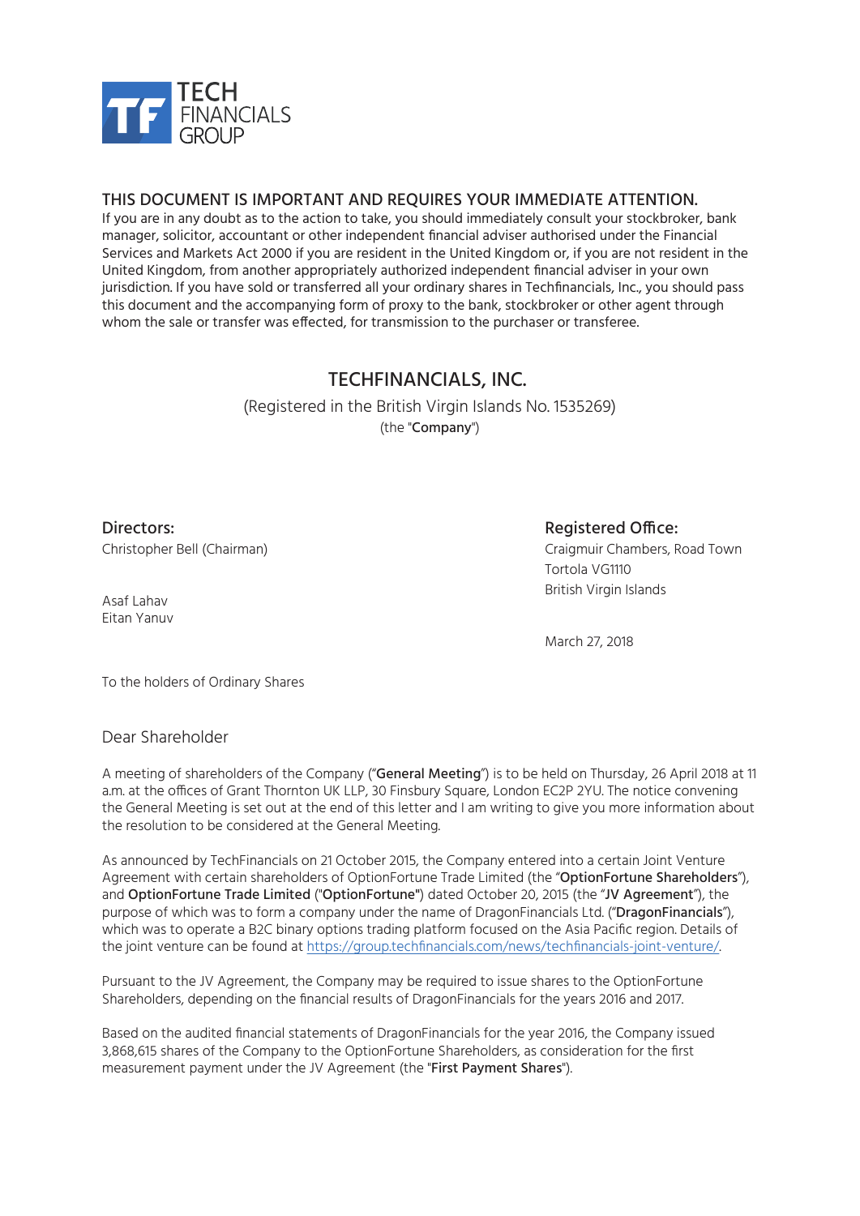TECH FINANCIALS GROUP

## THIS DOCUMENT IS IMPORTANT AND REQUIRES YOUR IMMEDIATE ATTENTION.

If you are in any doubt as to the action to take, you should immediately consult your stockbroker, bank manager, solicitor, accountant or other independent financial adviser authorised under the Financial Services and Markets Act 2000 if you are resident in the United Kingdom or, if you are not resident in the United Kingdom, from another appropriately authorized independent financial adviser in your own jurisdiction. If you have sold or transferred all your ordinary shares in Techfinancials, Inc., you should pass this document and the accompanying form of proxy to the bank, stockbroker or other agent through whom the sale or transfer was effected, for transmission to the purchaser or transferee.

# TECHFINANCIALS, INC.

(Registered in the British Virgin Islands No. 1535269)

(the "**Company**")

**Directors:**

Christopher Bell (Chairman)

Asaf Lahav

Eitan Yanuv

**Registered Office:**

Craigmuir Chambers, Road Town

Tortola VG1110

British Virgin Islands

March 27, 2018

To the holders of Ordinary Shares

Dear Shareholder

A meeting of shareholders of the Company ("**General Meeting**") is to be held on Thursday, 26 April 2018 at 11 a.m. at the offices of Grant Thornton UK LLP, 30 Finsbury Square, London EC2P 2YU. The notice convening the General Meeting is set out at the end of this letter and I am writing to give you more information about the resolution to be considered at the General Meeting.

As announced by TechFinancials on 21 October 2015, the Company entered into a certain Joint Venture Agreement with certain shareholders of OptionFortune Trade Limited (the "**OptionFortune Shareholders**"), and **OptionFortune Trade Limited** ("**OptionFortune**") dated October 20, 2015 (the "**JV Agreement**"), the purpose of which was to form a company under the name of DragonFinancials Ltd. ("**DragonFinancials**"), which was to operate a B2C binary options trading platform focused on the Asia Pacific region. Details of the joint venture can be found at https://group.techfinancials.com/news/techfinancials-joint-venture/.

Pursuant to the JV Agreement, the Company may be required to issue shares to the OptionFortune Shareholders, depending on the financial results of DragonFinancials for the years 2016 and 2017.

Based on the audited financial statements of DragonFinancials for the year 2016, the Company issued 3,868,615 shares of the Company to the OptionFortune Shareholders, as consideration for the first measurement payment under the JV Agreement (the "**First Payment Shares**").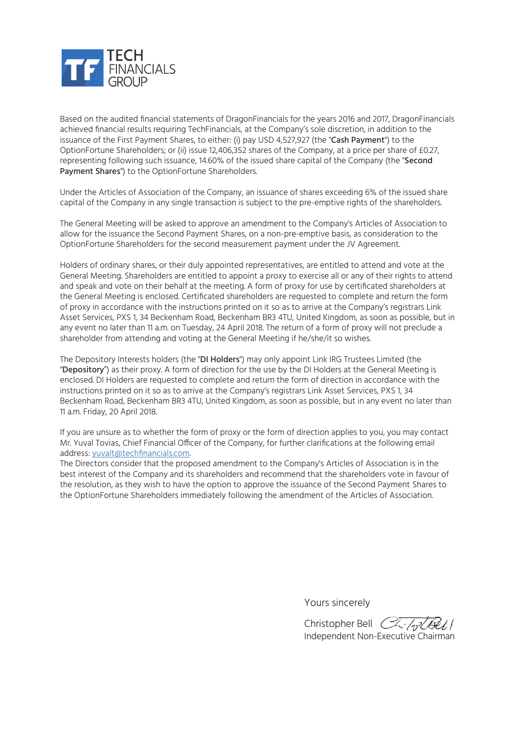Based on the audited financial statements of DragonFinancials for the years 2016 and 2017, DragonFinancials achieved financial results requiring TechFinancials, at the Company's sole discretion, in addition to the issuance of the First Payment Shares, to either: (i) pay USD 4,527,927 (the "**Cash Payment**") to the OptionFortune Shareholders; or (ii) issue 12,406,352 shares of the Company, at a price per share of £0.27, representing following such issuance, 14.60% of the issued share capital of the Company (the "**Second Payment Shares**") to the OptionFortune Shareholders.

Under the Articles of Association of the Company, an issuance of shares exceeding 6% of the issued share capital of the Company in any single transaction is subject to the pre-emptive rights of the shareholders.

The General Meeting will be asked to approve an amendment to the Company's Articles of Association to allow for the issuance the Second Payment Shares, on a non-pre-emptive basis, as consideration to the OptionFortune Shareholders for the second measurement payment under the JV Agreement.

Holders of ordinary shares, or their duly appointed representatives, are entitled to attend and vote at the General Meeting. Shareholders are entitled to appoint a proxy to exercise all or any of their rights to attend and speak and vote on their behalf at the meeting. A form of proxy for use by certificated shareholders at the General Meeting is enclosed. Certificated shareholders are requested to complete and return the form of proxy in accordance with the instructions printed on it so as to arrive at the Company's registrars Link Asset Services, PXS 1, 34 Beckenham Road, Beckenham BR3 4TU, United Kingdom, as soon as possible, but in any event no later than 11 a.m. on Tuesday, 24 April 2018. The return of a form of proxy will not preclude a shareholder from attending and voting at the General Meeting if he/she/it so wishes.

The Depository Interests holders (the "**DI Holders**") may only appoint Link IRG Trustees Limited (the "**Depository**") as their proxy. A form of direction for the use by the DI Holders at the General Meeting is enclosed. DI Holders are requested to complete and return the form of direction in accordance with the instructions printed on it so as to arrive at the Company's registrars Link Asset Services, PXS 1, 34 Beckenham Road, Beckenham BR3 4TU, United Kingdom, as soon as possible, but in any event no later than 11 a.m. Friday, 20 April 2018.

If you are unsure as to whether the form of proxy or the form of direction applies to you, you may contact Mr. Yuval Tovias, Chief Financial Officer of the Company, for further clarifications at the following email address: yuvalt@techfinancials.com.

The Directors consider that the proposed amendment to the Company's Articles of Association is in the best interest of the Company and its shareholders and recommend that the shareholders vote in favour of the resolution, as they wish to have the option to approve the issuance of the Second Payment Shares to the OptionFortune Shareholders immediately following the amendment of the Articles of Association.

Yours sincerely

Christopher Bell
Independent Non-Executive Chairman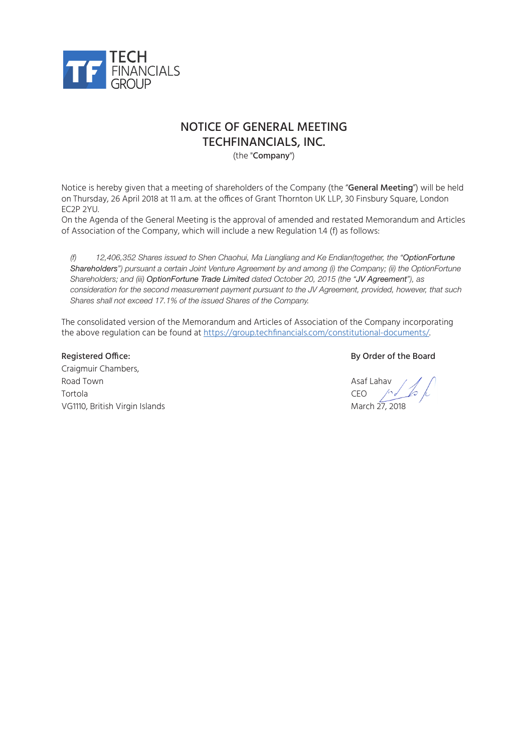TECH FINANCIALS GROUP

# NOTICE OF GENERAL MEETING
# TECHFINANCIALS, INC.

(the "**Company**")

Notice is hereby given that a meeting of shareholders of the Company (the "**General Meeting**") will be held on Thursday, 26 April 2018 at 11 a.m. at the offices of Grant Thornton UK LLP, 30 Finsbury Square, London EC2P 2YU.
On the Agenda of the General Meeting is the approval of amended and restated Memorandum and Articles of Association of the Company, which will include a new Regulation 1.4 (f) as follows:

> *(f) 12,406,352 Shares issued to Shen Chaohui, Ma Liangliang and Ke Endian(together, the "**OptionFortune Shareholders**") pursuant a certain Joint Venture Agreement by and among (i) the Company; (ii) the OptionFortune Shareholders; and (iii) **OptionFortune Trade Limited** dated October 20, 2015 (the "**JV Agreement**"), as consideration for the second measurement payment pursuant to the JV Agreement, provided, however, that such Shares shall not exceed 17.1% of the issued Shares of the Company.*

The consolidated version of the Memorandum and Articles of Association of the Company incorporating the above regulation can be found at https://group.techfinancials.com/constitutional-documents/.

**Registered Office:**
Craigmuir Chambers,
Road Town
Tortola
VG1110, British Virgin Islands

**By Order of the Board**

Asaf Lahav
CEO
March 27, 2018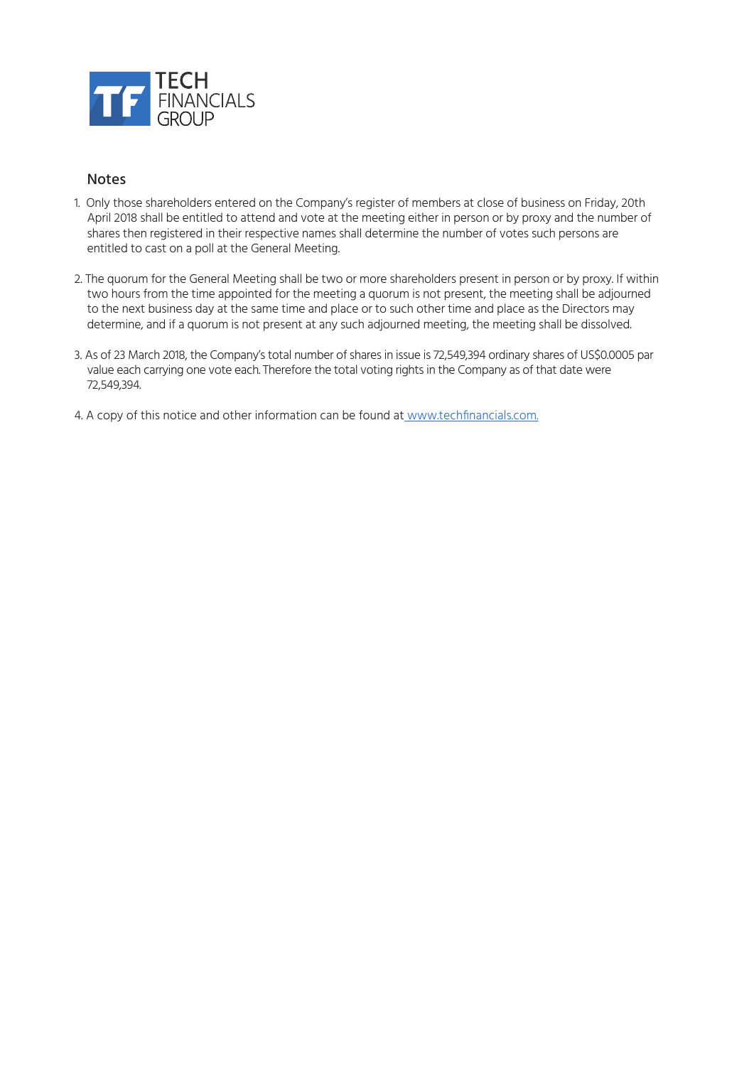TECH FINANCIALS GROUP

## Notes

1. Only those shareholders entered on the Company's register of members at close of business on Friday, 20th April 2018 shall be entitled to attend and vote at the meeting either in person or by proxy and the number of shares then registered in their respective names shall determine the number of votes such persons are entitled to cast on a poll at the General Meeting.

2. The quorum for the General Meeting shall be two or more shareholders present in person or by proxy. If within two hours from the time appointed for the meeting a quorum is not present, the meeting shall be adjourned to the next business day at the same time and place or to such other time and place as the Directors may determine, and if a quorum is not present at any such adjourned meeting, the meeting shall be dissolved.

3. As of 23 March 2018, the Company's total number of shares in issue is 72,549,394 ordinary shares of US$0.0005 par value each carrying one vote each. Therefore the total voting rights in the Company as of that date were 72,549,394.

4. A copy of this notice and other information can be found at www.techfinancials.com.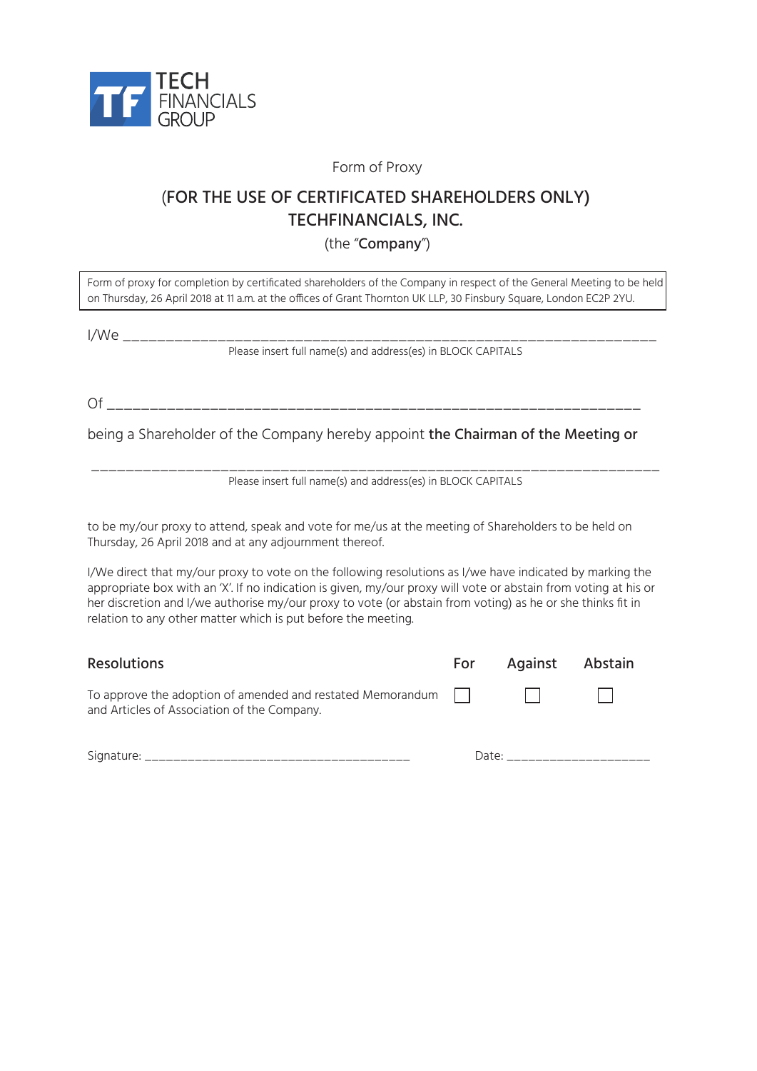TECH FINANCIALS GROUP

Form of Proxy

## (FOR THE USE OF CERTIFICATED SHAREHOLDERS ONLY)
## TECHFINANCIALS, INC.

(the "**Company**")

Form of proxy for completion by certificated shareholders of the Company in respect of the General Meeting to be held on Thursday, 26 April 2018 at 11 a.m. at the offices of Grant Thornton UK LLP, 30 Finsbury Square, London EC2P 2YU.

I/We ______________________________________________________________________

Please insert full name(s) and address(es) in BLOCK CAPITALS

Of ______________________________________________________________________

being a Shareholder of the Company hereby appoint **the Chairman of the Meeting or**

______________________________________________________________________

Please insert full name(s) and address(es) in BLOCK CAPITALS

to be my/our proxy to attend, speak and vote for me/us at the meeting of Shareholders to be held on Thursday, 26 April 2018 and at any adjournment thereof.

I/We direct that my/our proxy to vote on the following resolutions as I/we have indicated by marking the appropriate box with an 'X'. If no indication is given, my/our proxy will vote or abstain from voting at his or her discretion and I/we authorise my/our proxy to vote (or abstain from voting) as he or she thinks fit in relation to any other matter which is put before the meeting.

| Resolutions | For | Against | Abstain |
|---|---|---|---|
| To approve the adoption of amended and restated Memorandum and Articles of Association of the Company. | ☐ | ☐ | ☐ |

Signature: ______________________________ Date: ____________________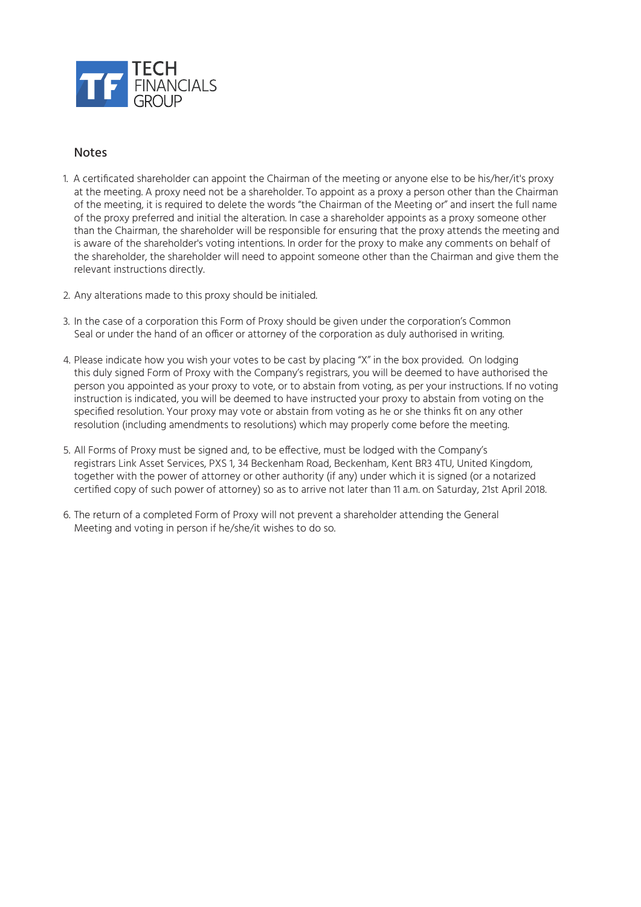TECH FINANCIALS GROUP

## Notes

1. A certificated shareholder can appoint the Chairman of the meeting or anyone else to be his/her/it's proxy at the meeting. A proxy need not be a shareholder. To appoint as a proxy a person other than the Chairman of the meeting, it is required to delete the words "the Chairman of the Meeting or" and insert the full name of the proxy preferred and initial the alteration. In case a shareholder appoints as a proxy someone other than the Chairman, the shareholder will be responsible for ensuring that the proxy attends the meeting and is aware of the shareholder's voting intentions. In order for the proxy to make any comments on behalf of the shareholder, the shareholder will need to appoint someone other than the Chairman and give them the relevant instructions directly.

2. Any alterations made to this proxy should be initialed.

3. In the case of a corporation this Form of Proxy should be given under the corporation's Common Seal or under the hand of an officer or attorney of the corporation as duly authorised in writing.

4. Please indicate how you wish your votes to be cast by placing "X" in the box provided. On lodging this duly signed Form of Proxy with the Company's registrars, you will be deemed to have authorised the person you appointed as your proxy to vote, or to abstain from voting, as per your instructions. If no voting instruction is indicated, you will be deemed to have instructed your proxy to abstain from voting on the specified resolution. Your proxy may vote or abstain from voting as he or she thinks fit on any other resolution (including amendments to resolutions) which may properly come before the meeting.

5. All Forms of Proxy must be signed and, to be effective, must be lodged with the Company's registrars Link Asset Services, PXS 1, 34 Beckenham Road, Beckenham, Kent BR3 4TU, United Kingdom, together with the power of attorney or other authority (if any) under which it is signed (or a notarized certified copy of such power of attorney) so as to arrive not later than 11 a.m. on Saturday, 21st April 2018.

6. The return of a completed Form of Proxy will not prevent a shareholder attending the General Meeting and voting in person if he/she/it wishes to do so.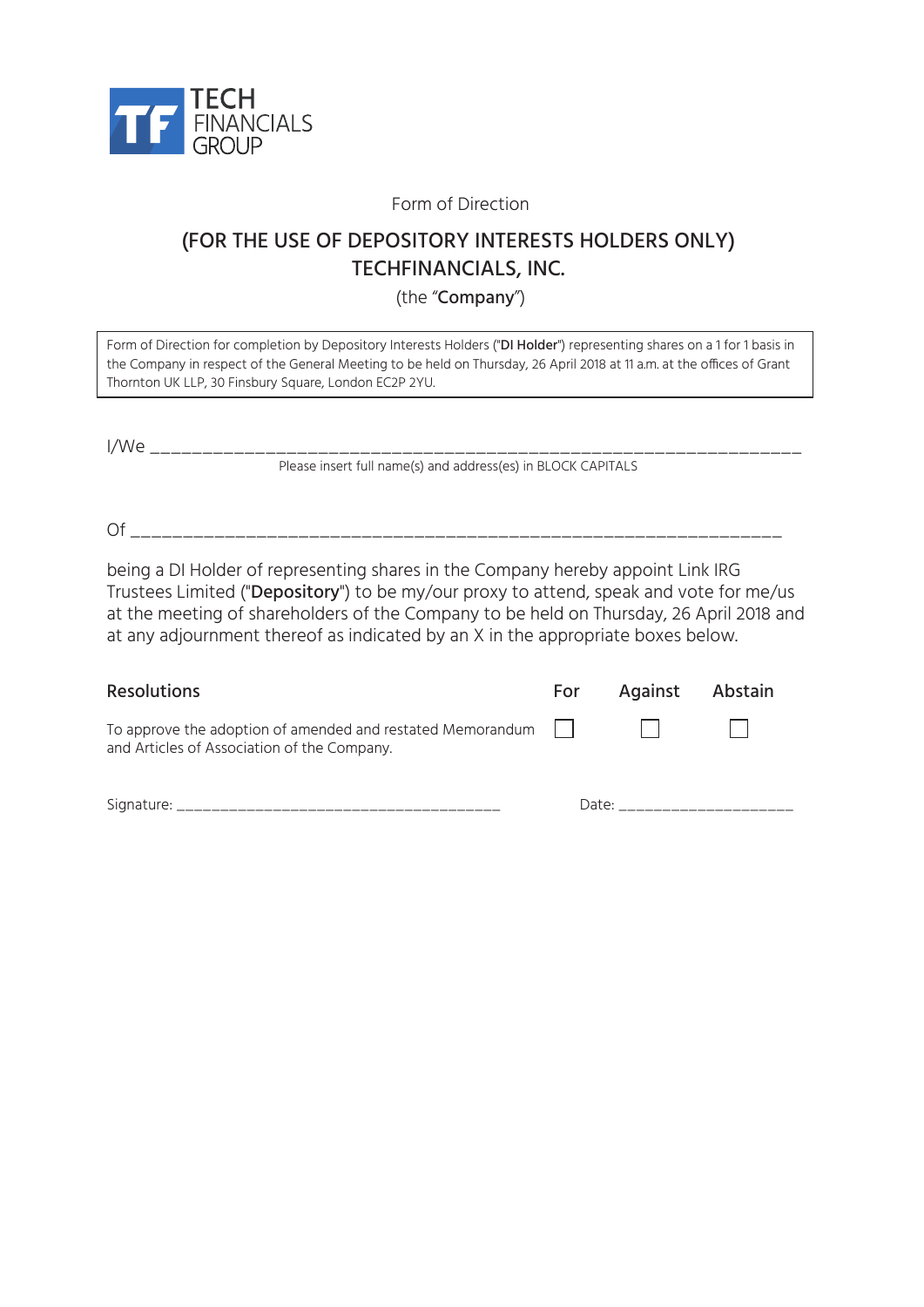TECH FINANCIALS GROUP

Form of Direction

## (FOR THE USE OF DEPOSITORY INTERESTS HOLDERS ONLY)
## TECHFINANCIALS, INC.

(the "**Company**")

Form of Direction for completion by Depository Interests Holders ("**DI Holder**") representing shares on a 1 for 1 basis in the Company in respect of the General Meeting to be held on Thursday, 26 April 2018 at 11 a.m. at the offices of Grant Thornton UK LLP, 30 Finsbury Square, London EC2P 2YU.

I/We ___________________________________________________________________

Please insert full name(s) and address(es) in BLOCK CAPITALS

Of ___________________________________________________________________

being a DI Holder of representing shares in the Company hereby appoint Link IRG Trustees Limited ("**Depository**") to be my/our proxy to attend, speak and vote for me/us at the meeting of shareholders of the Company to be held on Thursday, 26 April 2018 and at any adjournment thereof as indicated by an X in the appropriate boxes below.

| Resolutions | For | Against | Abstain |
|---|---|---|---|
| To approve the adoption of amended and restated Memorandum and Articles of Association of the Company. | ☐ | ☐ | ☐ |

Signature: ______________________________________ Date: ____________________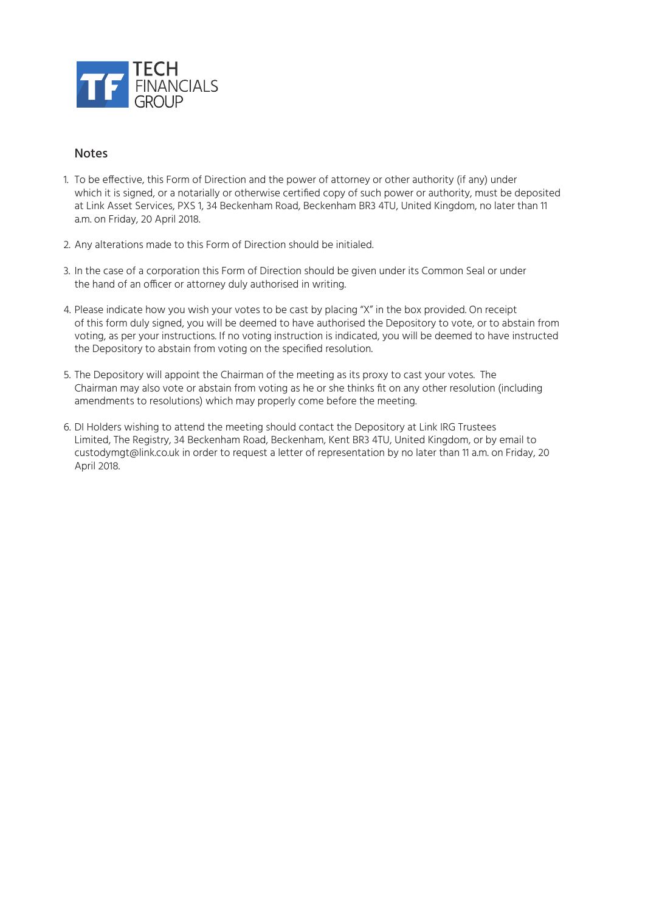TECH FINANCIALS GROUP

## Notes

1. To be effective, this Form of Direction and the power of attorney or other authority (if any) under which it is signed, or a notarially or otherwise certified copy of such power or authority, must be deposited at Link Asset Services, PXS 1, 34 Beckenham Road, Beckenham BR3 4TU, United Kingdom, no later than 11 a.m. on Friday, 20 April 2018.

2. Any alterations made to this Form of Direction should be initialed.

3. In the case of a corporation this Form of Direction should be given under its Common Seal or under the hand of an officer or attorney duly authorised in writing.

4. Please indicate how you wish your votes to be cast by placing "X" in the box provided. On receipt of this form duly signed, you will be deemed to have authorised the Depository to vote, or to abstain from voting, as per your instructions. If no voting instruction is indicated, you will be deemed to have instructed the Depository to abstain from voting on the specified resolution.

5. The Depository will appoint the Chairman of the meeting as its proxy to cast your votes. The Chairman may also vote or abstain from voting as he or she thinks fit on any other resolution (including amendments to resolutions) which may properly come before the meeting.

6. DI Holders wishing to attend the meeting should contact the Depository at Link IRG Trustees Limited, The Registry, 34 Beckenham Road, Beckenham, Kent BR3 4TU, United Kingdom, or by email to custodymgt@link.co.uk in order to request a letter of representation by no later than 11 a.m. on Friday, 20 April 2018.